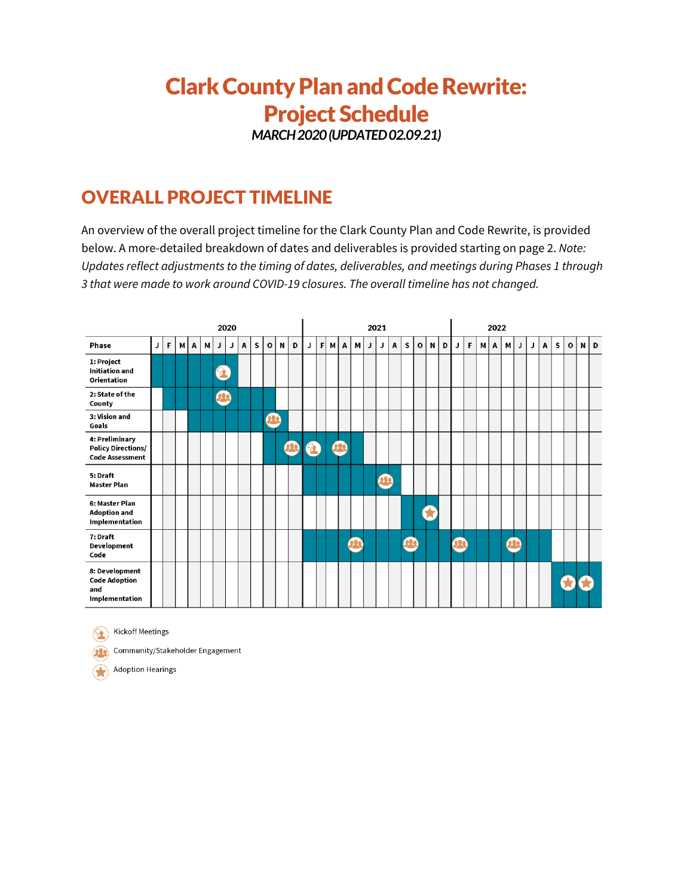# Clark County Plan and Code Rewrite: Project Schedule

*MARCH 2020 (UPDATED 02.09.21)*

## OVERALL PROJECT TIMELINE

An overview of the overall project timeline for the Clark County Plan and Code Rewrite, is provided below. A more-detailed breakdown of dates and deliverables is provided starting on page 2. *Note: Updates reflect adjustments to the timing of dates, deliverables, and meetings during Phases 1 through 3 that were made to work around COVID-19 closures. The overall timeline has not changed.*

| Phase | 2020 | | | | | | | | | | | | 2021 | | | | | | | | | | | | 2022 | | | | | | | | | | | |
|---|---|---|---|---|---|---|---|---|---|---|---|---|---|---|---|---|---|---|---|---|---|---|---|---|---|---|---|---|---|---|---|---|---|---|---|---|
| | J | F | M | A | M | J | J | A | S | O | N | D | J | F | M | A | M | J | J | A | S | O | N | D | J | F | M | A | M | J | J | A | S | O | N | D |
| 1: Project Initiation and Orientation | ■ | ■ | ■ | ■ | ■ | ■ Kickoff Meeting | ■ | | | | | | | | | | | | | | | | | | | | | | | | | | | | | |
| 2: State of the County | | ■ | ■ | ■ | ■ | ■ Community/Stakeholder Engagement | ■ | ■ | ■ | ■ | | | | | | | | | | | | | | | | | | | | | | | | | | |
| 3: Vision and Goals | | | | ■ | ■ | ■ | ■ | ■ | ■ | ■ Community/Stakeholder Engagement | ■ | | | | | | | | | | | | | | | | | | | | | | | | | |
| 4: Preliminary Policy Directions/ Code Assessment | | | | | | | | | | ■ | ■ | ■ Community/Stakeholder Engagement | ■ Kickoff Meeting | ■ | ■ Community/Stakeholder Engagement | ■ | ■ | | | | | | | | | | | | | | | | | | | |
| 5: Draft Master Plan | | | | | | | | | | | | | ■ | ■ | ■ | ■ | ■ | ■ | ■ Community/Stakeholder Engagement | ■ | | | | | | | | | | | | | | | | |
| 6: Master Plan Adoption and Implementation | | | | | | | | | | | | | | | | | | | | | ■ | ■ | ■ Adoption Hearing | ■ | | | | | | | | | | | | |
| 7: Draft Development Code | | | | | | | | | | | | | ■ | ■ | ■ | ■ | ■ Community/Stakeholder Engagement | ■ | ■ | ■ | ■ | ■ Community/Stakeholder Engagement | ■ | ■ | ■ Community/Stakeholder Engagement | ■ | ■ | ■ | ■ | ■ Community/Stakeholder Engagement | ■ | ■ | | | | |
| 8: Development Code Adoption and Implementation | | | | | | | | | | | | | | | | | | | | | | | | | | | | | | | | | ■ | ■ Adoption Hearing | ■ Adoption Hearing | ■ |

Kickoff Meetings

Community/Stakeholder Engagement

Adoption Hearings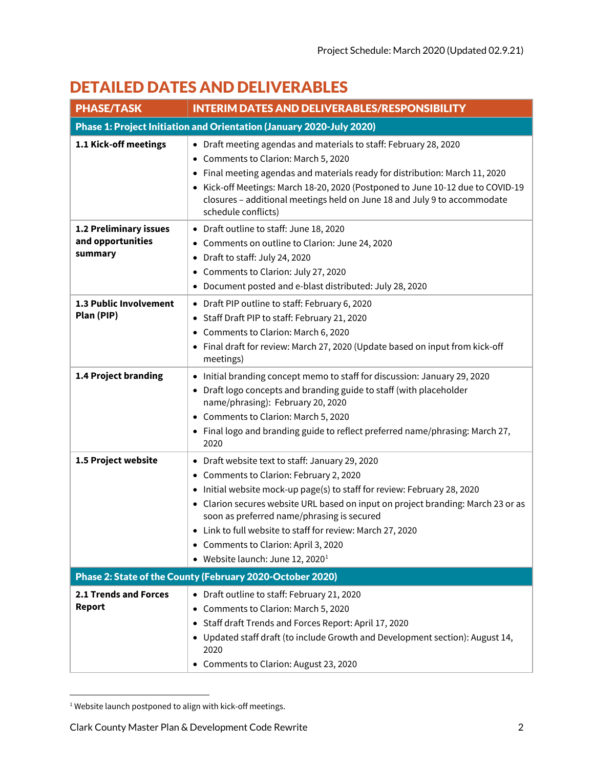Project Schedule: March 2020 (Updated 02.9.21)

## DETAILED DATES AND DELIVERABLES

| PHASE/TASK | INTERIM DATES AND DELIVERABLES/RESPONSIBILITY |
|---|---|
| **Phase 1: Project Initiation and Orientation (January 2020-July 2020)** | |
| **1.1 Kick-off meetings** | • Draft meeting agendas and materials to staff: February 28, 2020<br>• Comments to Clarion: March 5, 2020<br>• Final meeting agendas and materials ready for distribution: March 11, 2020<br>• Kick-off Meetings: March 18-20, 2020 (Postponed to June 10-12 due to COVID-19 closures – additional meetings held on June 18 and July 9 to accommodate schedule conflicts) |
| **1.2 Preliminary issues and opportunities summary** | • Draft outline to staff: June 18, 2020<br>• Comments on outline to Clarion: June 24, 2020<br>• Draft to staff: July 24, 2020<br>• Comments to Clarion: July 27, 2020<br>• Document posted and e-blast distributed: July 28, 2020 |
| **1.3 Public Involvement Plan (PIP)** | • Draft PIP outline to staff: February 6, 2020<br>• Staff Draft PIP to staff: February 21, 2020<br>• Comments to Clarion: March 6, 2020<br>• Final draft for review: March 27, 2020 (Update based on input from kick-off meetings) |
| **1.4 Project branding** | • Initial branding concept memo to staff for discussion: January 29, 2020<br>• Draft logo concepts and branding guide to staff (with placeholder name/phrasing): February 20, 2020<br>• Comments to Clarion: March 5, 2020<br>• Final logo and branding guide to reflect preferred name/phrasing: March 27, 2020 |
| **1.5 Project website** | • Draft website text to staff: January 29, 2020<br>• Comments to Clarion: February 2, 2020<br>• Initial website mock-up page(s) to staff for review: February 28, 2020<br>• Clarion secures website URL based on input on project branding: March 23 or as soon as preferred name/phrasing is secured<br>• Link to full website to staff for review: March 27, 2020<br>• Comments to Clarion: April 3, 2020<br>• Website launch: June 12, 2020[1] |
| **Phase 2: State of the County (February 2020-October 2020)** | |
| **2.1 Trends and Forces Report** | • Draft outline to staff: February 21, 2020<br>• Comments to Clarion: March 5, 2020<br>• Staff draft Trends and Forces Report: April 17, 2020<br>• Updated staff draft (to include Growth and Development section): August 14, 2020<br>• Comments to Clarion: August 23, 2020 |

[1] Website launch postponed to align with kick-off meetings.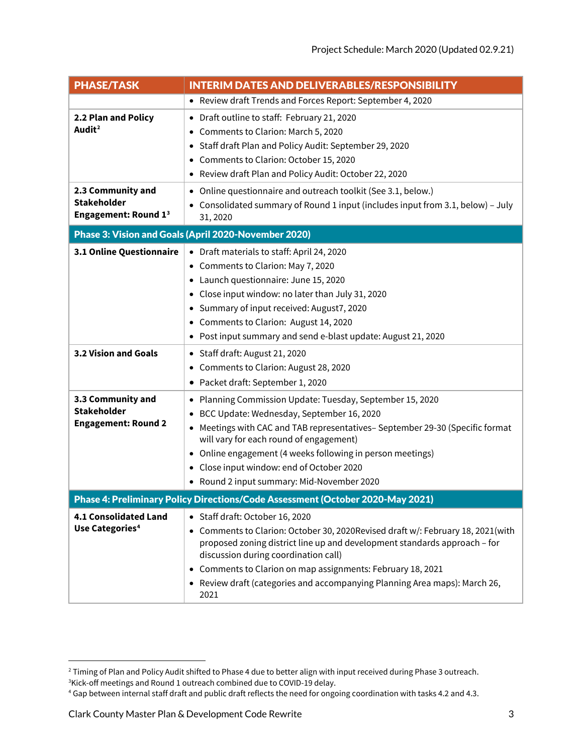| PHASE/TASK | INTERIM DATES AND DELIVERABLES/RESPONSIBILITY |
|---|---|
| | • Review draft Trends and Forces Report: September 4, 2020 |
| **2.2 Plan and Policy Audit**[2] | • Draft outline to staff: February 21, 2020<br>• Comments to Clarion: March 5, 2020<br>• Staff draft Plan and Policy Audit: September 29, 2020<br>• Comments to Clarion: October 15, 2020<br>• Review draft Plan and Policy Audit: October 22, 2020 |
| **2.3 Community and Stakeholder Engagement: Round 1**[3] | • Online questionnaire and outreach toolkit (See 3.1, below.)<br>• Consolidated summary of Round 1 input (includes input from 3.1, below) – July 31, 2020 |
| **Phase 3: Vision and Goals (April 2020-November 2020)** | |
| **3.1 Online Questionnaire** | • Draft materials to staff: April 24, 2020<br>• Comments to Clarion: May 7, 2020<br>• Launch questionnaire: June 15, 2020<br>• Close input window: no later than July 31, 2020<br>• Summary of input received: August7, 2020<br>• Comments to Clarion: August 14, 2020<br>• Post input summary and send e-blast update: August 21, 2020 |
| **3.2 Vision and Goals** | • Staff draft: August 21, 2020<br>• Comments to Clarion: August 28, 2020<br>• Packet draft: September 1, 2020 |
| **3.3 Community and Stakeholder Engagement: Round 2** | • Planning Commission Update: Tuesday, September 15, 2020<br>• BCC Update: Wednesday, September 16, 2020<br>• Meetings with CAC and TAB representatives– September 29-30 (Specific format will vary for each round of engagement)<br>• Online engagement (4 weeks following in person meetings)<br>• Close input window: end of October 2020<br>• Round 2 input summary: Mid-November 2020 |
| **Phase 4: Preliminary Policy Directions/Code Assessment (October 2020-May 2021)** | |
| **4.1 Consolidated Land Use Categories**[4] | • Staff draft: October 16, 2020<br>• Comments to Clarion: October 30, 2020Revised draft w/: February 18, 2021(with proposed zoning district line up and development standards approach – for discussion during coordination call)<br>• Comments to Clarion on map assignments: February 18, 2021<br>• Review draft (categories and accompanying Planning Area maps): March 26, 2021 |

[2] Timing of Plan and Policy Audit shifted to Phase 4 due to better align with input received during Phase 3 outreach.
[3] Kick-off meetings and Round 1 outreach combined due to COVID-19 delay.
[4] Gap between internal staff draft and public draft reflects the need for ongoing coordination with tasks 4.2 and 4.3.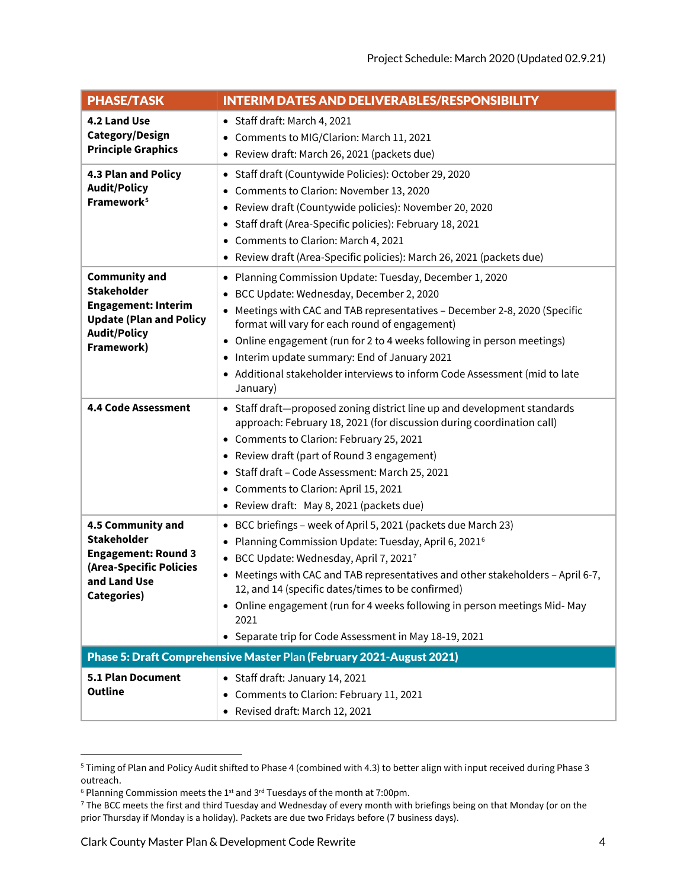Project Schedule: March 2020 (Updated 02.9.21)

| PHASE/TASK | INTERIM DATES AND DELIVERABLES/RESPONSIBILITY |
|---|---|
| **4.2 Land Use Category/Design Principle Graphics** | • Staff draft: March 4, 2021<br>• Comments to MIG/Clarion: March 11, 2021<br>• Review draft: March 26, 2021 (packets due) |
| **4.3 Plan and Policy Audit/Policy Framework[5]** | • Staff draft (Countywide Policies): October 29, 2020<br>• Comments to Clarion: November 13, 2020<br>• Review draft (Countywide policies): November 20, 2020<br>• Staff draft (Area-Specific policies): February 18, 2021<br>• Comments to Clarion: March 4, 2021<br>• Review draft (Area-Specific policies): March 26, 2021 (packets due) |
| **Community and Stakeholder Engagement: Interim Update (Plan and Policy Audit/Policy Framework)** | • Planning Commission Update: Tuesday, December 1, 2020<br>• BCC Update: Wednesday, December 2, 2020<br>• Meetings with CAC and TAB representatives – December 2-8, 2020 (Specific format will vary for each round of engagement)<br>• Online engagement (run for 2 to 4 weeks following in person meetings)<br>• Interim update summary: End of January 2021<br>• Additional stakeholder interviews to inform Code Assessment (mid to late January) |
| **4.4 Code Assessment** | • Staff draft—proposed zoning district line up and development standards approach: February 18, 2021 (for discussion during coordination call)<br>• Comments to Clarion: February 25, 2021<br>• Review draft (part of Round 3 engagement)<br>• Staff draft – Code Assessment: March 25, 2021<br>• Comments to Clarion: April 15, 2021<br>• Review draft: May 8, 2021 (packets due) |
| **4.5 Community and Stakeholder Engagement: Round 3 (Area-Specific Policies and Land Use Categories)** | • BCC briefings – week of April 5, 2021 (packets due March 23)<br>• Planning Commission Update: Tuesday, April 6, 2021[6]<br>• BCC Update: Wednesday, April 7, 2021[7]<br>• Meetings with CAC and TAB representatives and other stakeholders – April 6-7, 12, and 14 (specific dates/times to be confirmed)<br>• Online engagement (run for 4 weeks following in person meetings Mid- May 2021<br>• Separate trip for Code Assessment in May 18-19, 2021 |
| **Phase 5: Draft Comprehensive Master Plan (February 2021-August 2021)** | |
| **5.1 Plan Document Outline** | • Staff draft: January 14, 2021<br>• Comments to Clarion: February 11, 2021<br>• Revised draft: March 12, 2021 |

[5] Timing of Plan and Policy Audit shifted to Phase 4 (combined with 4.3) to better align with input received during Phase 3 outreach.

[6] Planning Commission meets the 1st and 3rd Tuesdays of the month at 7:00pm.

[7] The BCC meets the first and third Tuesday and Wednesday of every month with briefings being on that Monday (or on the prior Thursday if Monday is a holiday). Packets are due two Fridays before (7 business days).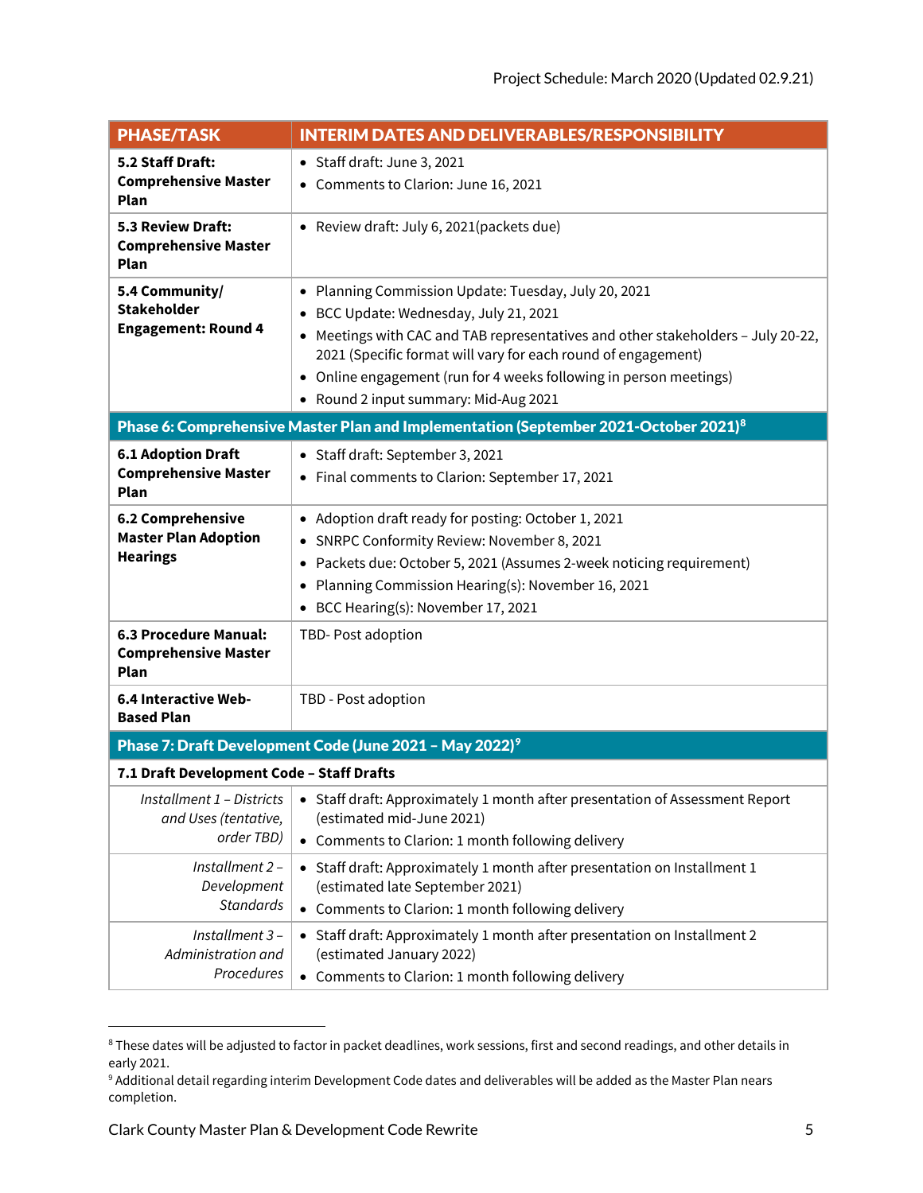Project Schedule: March 2020 (Updated 02.9.21)

| PHASE/TASK | INTERIM DATES AND DELIVERABLES/RESPONSIBILITY |
|---|---|
| **5.2 Staff Draft: Comprehensive Master Plan** | • Staff draft: June 3, 2021<br>• Comments to Clarion: June 16, 2021 |
| **5.3 Review Draft: Comprehensive Master Plan** | • Review draft: July 6, 2021(packets due) |
| **5.4 Community/ Stakeholder Engagement: Round 4** | • Planning Commission Update: Tuesday, July 20, 2021<br>• BCC Update: Wednesday, July 21, 2021<br>• Meetings with CAC and TAB representatives and other stakeholders – July 20-22, 2021 (Specific format will vary for each round of engagement)<br>• Online engagement (run for 4 weeks following in person meetings)<br>• Round 2 input summary: Mid-Aug 2021 |
| **Phase 6: Comprehensive Master Plan and Implementation (September 2021-October 2021)[8]** | |
| **6.1 Adoption Draft Comprehensive Master Plan** | • Staff draft: September 3, 2021<br>• Final comments to Clarion: September 17, 2021 |
| **6.2 Comprehensive Master Plan Adoption Hearings** | • Adoption draft ready for posting: October 1, 2021<br>• SNRPC Conformity Review: November 8, 2021<br>• Packets due: October 5, 2021 (Assumes 2-week noticing requirement)<br>• Planning Commission Hearing(s): November 16, 2021<br>• BCC Hearing(s): November 17, 2021 |
| **6.3 Procedure Manual: Comprehensive Master Plan** | TBD- Post adoption |
| **6.4 Interactive Web-Based Plan** | TBD - Post adoption |
| **Phase 7: Draft Development Code (June 2021 – May 2022)[9]** | |
| **7.1 Draft Development Code – Staff Drafts** | |
| *Installment 1 – Districts and Uses (tentative, order TBD)* | • Staff draft: Approximately 1 month after presentation of Assessment Report (estimated mid-June 2021)<br>• Comments to Clarion: 1 month following delivery |
| *Installment 2 – Development Standards* | • Staff draft: Approximately 1 month after presentation on Installment 1 (estimated late September 2021)<br>• Comments to Clarion: 1 month following delivery |
| *Installment 3 – Administration and Procedures* | • Staff draft: Approximately 1 month after presentation on Installment 2 (estimated January 2022)<br>• Comments to Clarion: 1 month following delivery |

[8] These dates will be adjusted to factor in packet deadlines, work sessions, first and second readings, and other details in early 2021.

[9] Additional detail regarding interim Development Code dates and deliverables will be added as the Master Plan nears completion.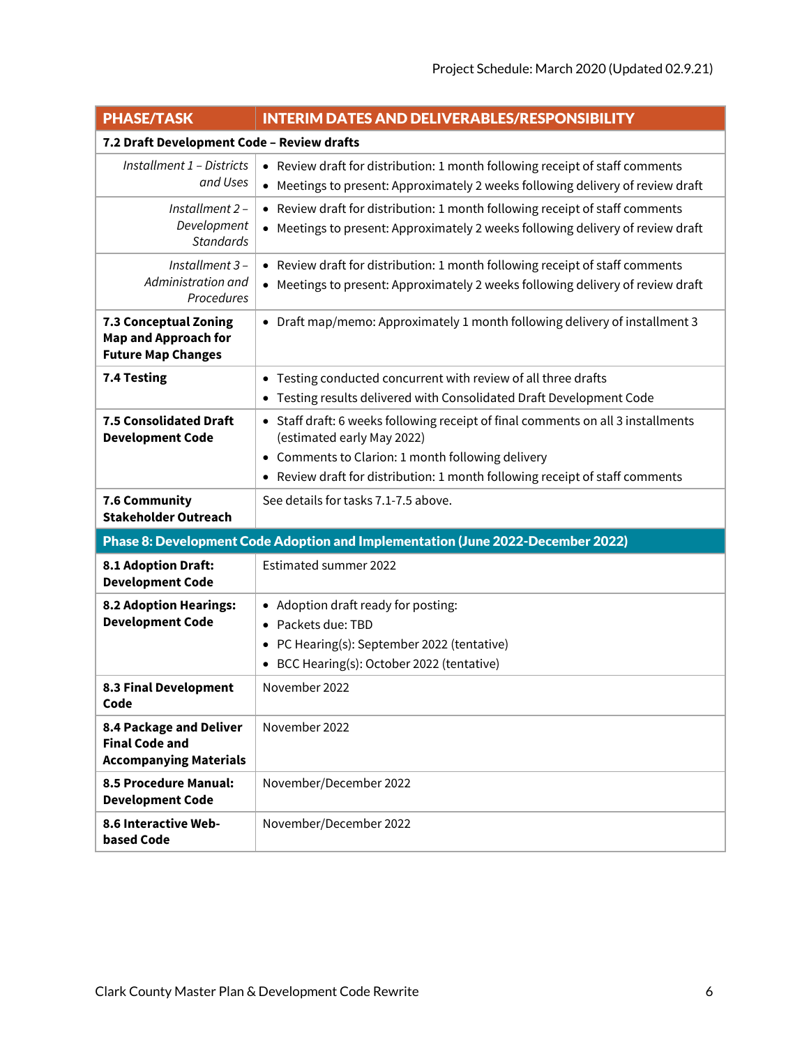| PHASE/TASK | INTERIM DATES AND DELIVERABLES/RESPONSIBILITY |
|---|---|
| **7.2 Draft Development Code – Review drafts** | |
| *Installment 1 – Districts and Uses* | • Review draft for distribution: 1 month following receipt of staff comments<br>• Meetings to present: Approximately 2 weeks following delivery of review draft |
| *Installment 2 – Development Standards* | • Review draft for distribution: 1 month following receipt of staff comments<br>• Meetings to present: Approximately 2 weeks following delivery of review draft |
| *Installment 3 – Administration and Procedures* | • Review draft for distribution: 1 month following receipt of staff comments<br>• Meetings to present: Approximately 2 weeks following delivery of review draft |
| **7.3 Conceptual Zoning Map and Approach for Future Map Changes** | • Draft map/memo: Approximately 1 month following delivery of installment 3 |
| **7.4 Testing** | • Testing conducted concurrent with review of all three drafts<br>• Testing results delivered with Consolidated Draft Development Code |
| **7.5 Consolidated Draft Development Code** | • Staff draft: 6 weeks following receipt of final comments on all 3 installments (estimated early May 2022)<br>• Comments to Clarion: 1 month following delivery<br>• Review draft for distribution: 1 month following receipt of staff comments |
| **7.6 Community Stakeholder Outreach** | See details for tasks 7.1-7.5 above. |
| **Phase 8: Development Code Adoption and Implementation (June 2022-December 2022)** | |
| **8.1 Adoption Draft: Development Code** | Estimated summer 2022 |
| **8.2 Adoption Hearings: Development Code** | • Adoption draft ready for posting:<br>• Packets due: TBD<br>• PC Hearing(s): September 2022 (tentative)<br>• BCC Hearing(s): October 2022 (tentative) |
| **8.3 Final Development Code** | November 2022 |
| **8.4 Package and Deliver Final Code and Accompanying Materials** | November 2022 |
| **8.5 Procedure Manual: Development Code** | November/December 2022 |
| **8.6 Interactive Web-based Code** | November/December 2022 |